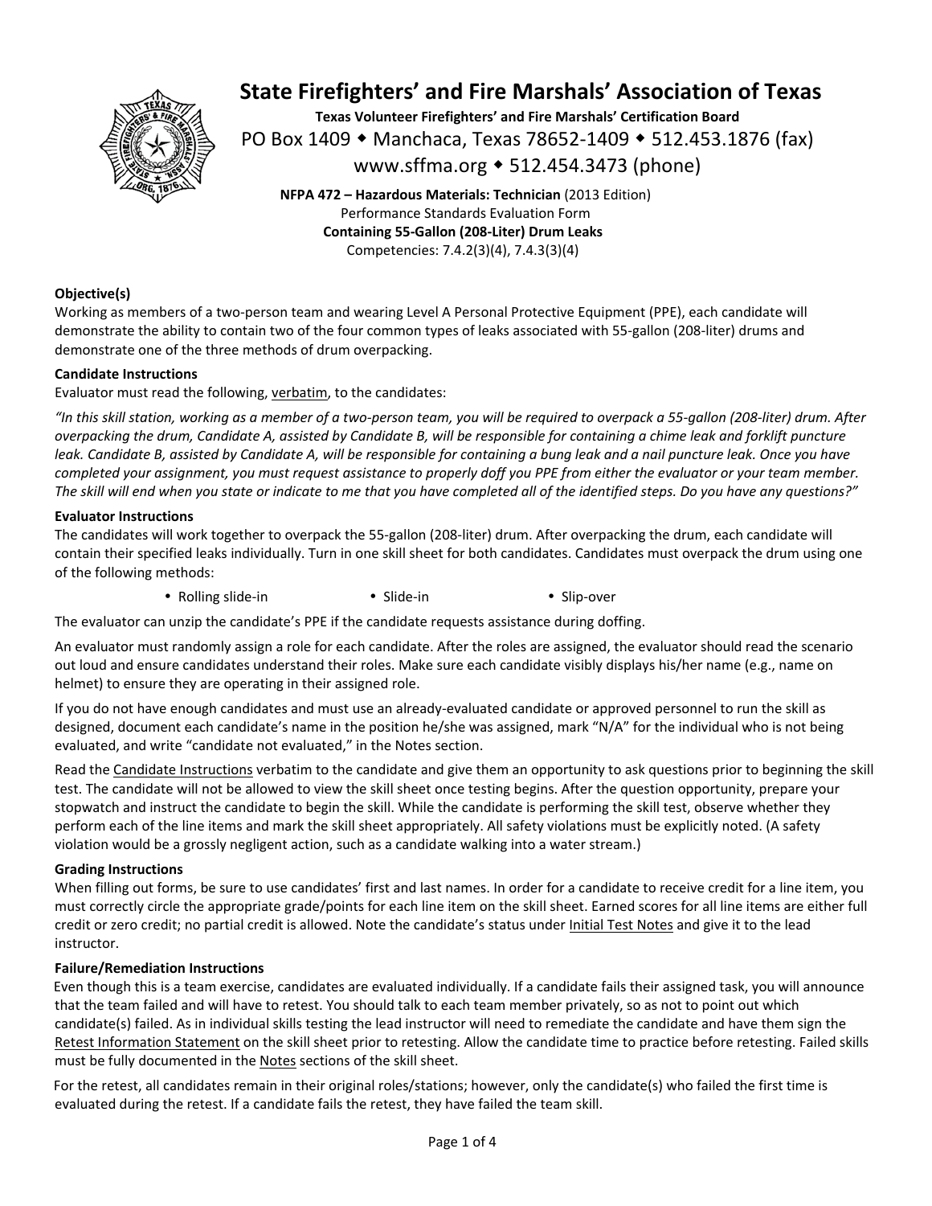# State Firefighters' and Fire Marshals' Association of Texas

**Texas Volunteer Firefighters' and Fire Marshals' Certification Board**

PO Box 1409 ◆ Manchaca, Texas 78652-1409 ◆ 512.453.1876 (fax)

www.sffma.org ◆ 512.454.3473 (phone)

**NFPA 472 – Hazardous Materials: Technician** (2013 Edition)
Performance Standards Evaluation Form
**Containing 55-Gallon (208-Liter) Drum Leaks**
Competencies: 7.4.2(3)(4), 7.4.3(3)(4)

### Objective(s)

Working as members of a two-person team and wearing Level A Personal Protective Equipment (PPE), each candidate will demonstrate the ability to contain two of the four common types of leaks associated with 55-gallon (208-liter) drums and demonstrate one of the three methods of drum overpacking.

### Candidate Instructions

Evaluator must read the following, verbatim, to the candidates:

*"In this skill station, working as a member of a two-person team, you will be required to overpack a 55-gallon (208-liter) drum. After overpacking the drum, Candidate A, assisted by Candidate B, will be responsible for containing a chime leak and forklift puncture leak. Candidate B, assisted by Candidate A, will be responsible for containing a bung leak and a nail puncture leak. Once you have completed your assignment, you must request assistance to properly doff you PPE from either the evaluator or your team member. The skill will end when you state or indicate to me that you have completed all of the identified steps. Do you have any questions?"*

### Evaluator Instructions

The candidates will work together to overpack the 55-gallon (208-liter) drum. After overpacking the drum, each candidate will contain their specified leaks individually. Turn in one skill sheet for both candidates. Candidates must overpack the drum using one of the following methods:

- Rolling slide-in
- Slide-in
- Slip-over

The evaluator can unzip the candidate's PPE if the candidate requests assistance during doffing.

An evaluator must randomly assign a role for each candidate. After the roles are assigned, the evaluator should read the scenario out loud and ensure candidates understand their roles. Make sure each candidate visibly displays his/her name (e.g., name on helmet) to ensure they are operating in their assigned role.

If you do not have enough candidates and must use an already-evaluated candidate or approved personnel to run the skill as designed, document each candidate's name in the position he/she was assigned, mark "N/A" for the individual who is not being evaluated, and write "candidate not evaluated," in the Notes section.

Read the Candidate Instructions verbatim to the candidate and give them an opportunity to ask questions prior to beginning the skill test. The candidate will not be allowed to view the skill sheet once testing begins. After the question opportunity, prepare your stopwatch and instruct the candidate to begin the skill. While the candidate is performing the skill test, observe whether they perform each of the line items and mark the skill sheet appropriately. All safety violations must be explicitly noted. (A safety violation would be a grossly negligent action, such as a candidate walking into a water stream.)

### Grading Instructions

When filling out forms, be sure to use candidates' first and last names. In order for a candidate to receive credit for a line item, you must correctly circle the appropriate grade/points for each line item on the skill sheet. Earned scores for all line items are either full credit or zero credit; no partial credit is allowed. Note the candidate's status under Initial Test Notes and give it to the lead instructor.

### Failure/Remediation Instructions

Even though this is a team exercise, candidates are evaluated individually. If a candidate fails their assigned task, you will announce that the team failed and will have to retest. You should talk to each team member privately, so as not to point out which candidate(s) failed. As in individual skills testing the lead instructor will need to remediate the candidate and have them sign the Retest Information Statement on the skill sheet prior to retesting. Allow the candidate time to practice before retesting. Failed skills must be fully documented in the Notes sections of the skill sheet.

For the retest, all candidates remain in their original roles/stations; however, only the candidate(s) who failed the first time is evaluated during the retest. If a candidate fails the retest, they have failed the team skill.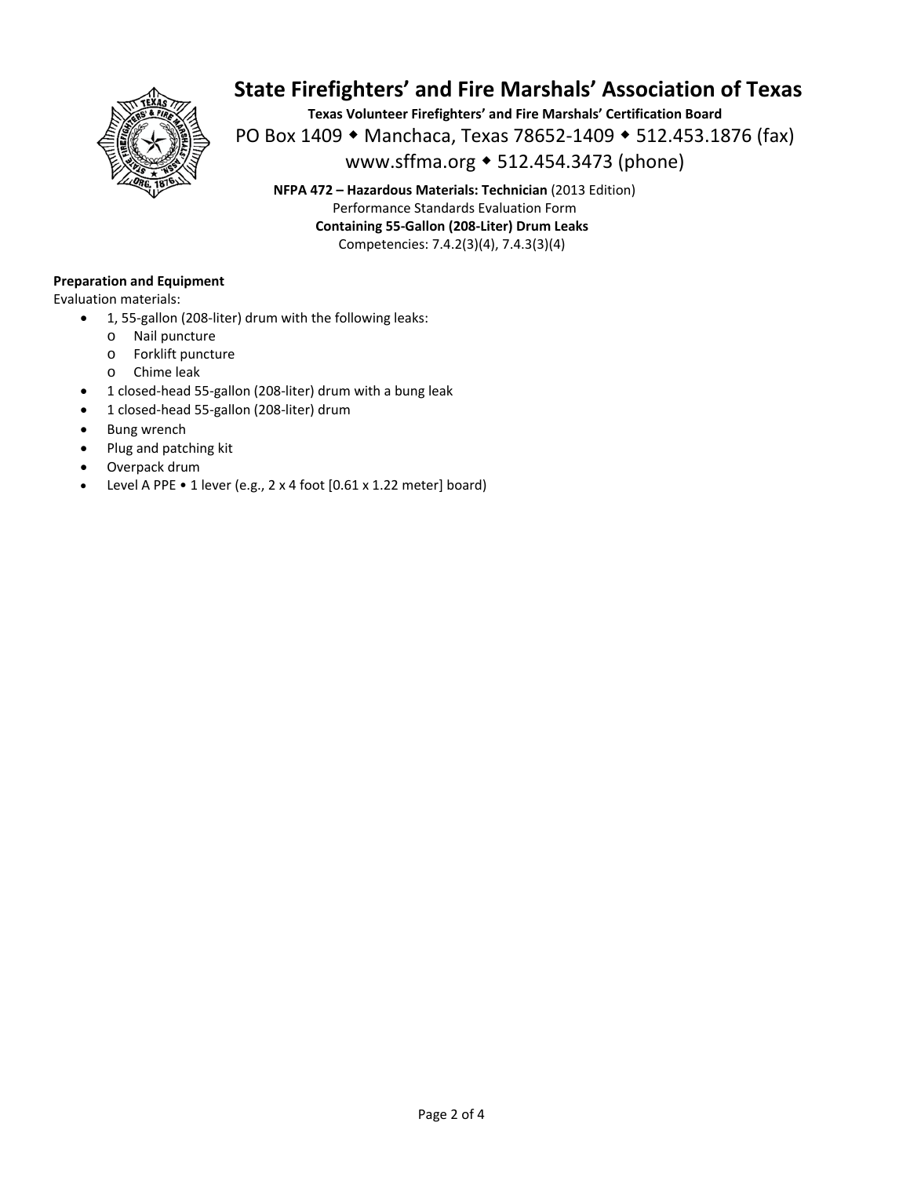# State Firefighters' and Fire Marshals' Association of Texas

**Texas Volunteer Firefighters' and Fire Marshals' Certification Board**

PO Box 1409 ◆ Manchaca, Texas 78652-1409 ◆ 512.453.1876 (fax)

www.sffma.org ◆ 512.454.3473 (phone)

**NFPA 472 – Hazardous Materials: Technician** (2013 Edition)
Performance Standards Evaluation Form
**Containing 55-Gallon (208-Liter) Drum Leaks**
Competencies: 7.4.2(3)(4), 7.4.3(3)(4)

**Preparation and Equipment**

Evaluation materials:

- 1, 55-gallon (208-liter) drum with the following leaks:
  - Nail puncture
  - Forklift puncture
  - Chime leak
- 1 closed-head 55-gallon (208-liter) drum with a bung leak
- 1 closed-head 55-gallon (208-liter) drum
- Bung wrench
- Plug and patching kit
- Overpack drum
- Level A PPE • 1 lever (e.g., 2 x 4 foot [0.61 x 1.22 meter] board)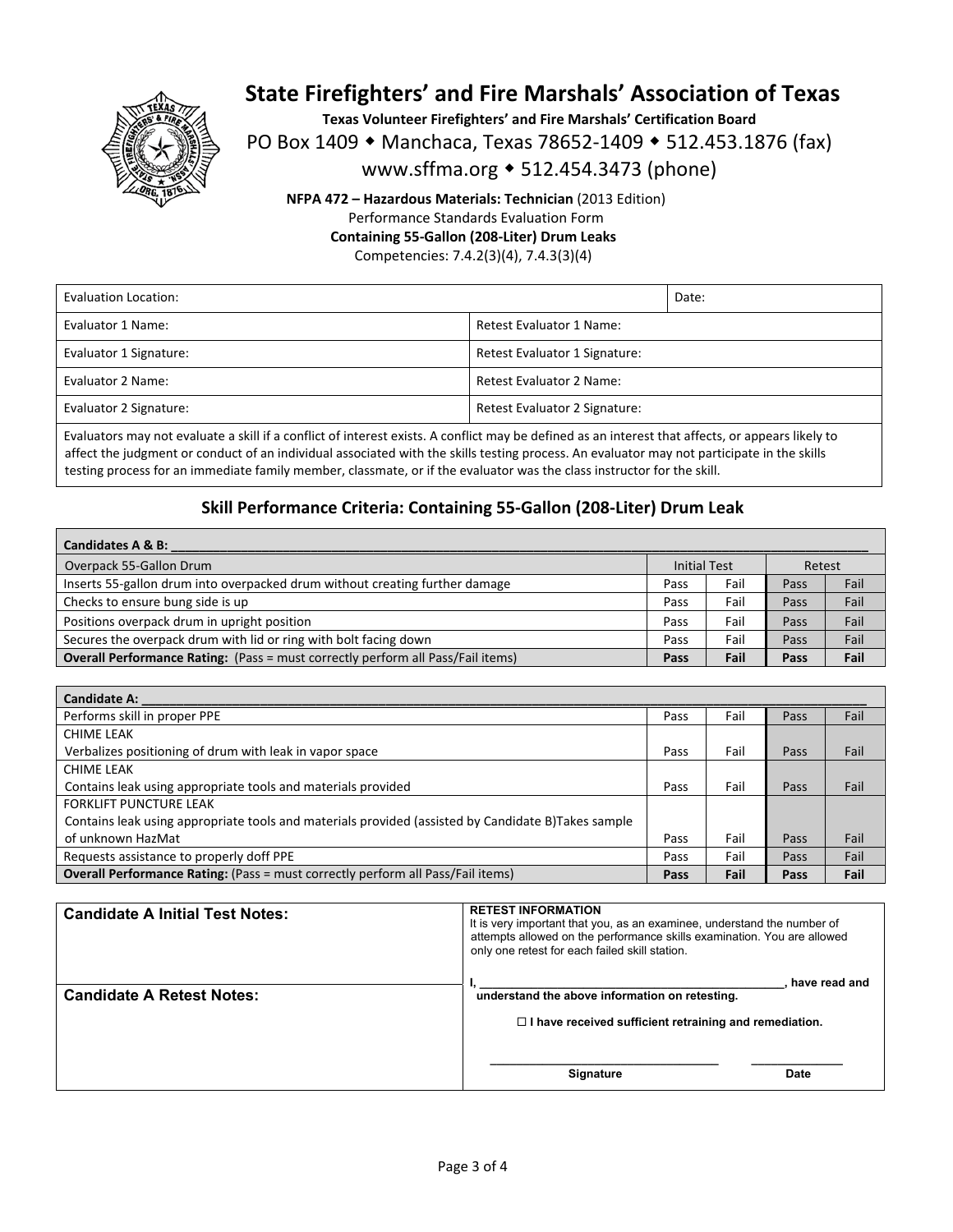# State Firefighters' and Fire Marshals' Association of Texas

**Texas Volunteer Firefighters' and Fire Marshals' Certification Board**

PO Box 1409 ◆ Manchaca, Texas 78652-1409 ◆ 512.453.1876 (fax)

www.sffma.org ◆ 512.454.3473 (phone)

**NFPA 472 – Hazardous Materials: Technician** (2013 Edition)
Performance Standards Evaluation Form
**Containing 55-Gallon (208-Liter) Drum Leaks**
Competencies: 7.4.2(3)(4), 7.4.3(3)(4)

| Evaluation Location: | Date: |
|---|---|
| Evaluator 1 Name: | Retest Evaluator 1 Name: |
| Evaluator 1 Signature: | Retest Evaluator 1 Signature: |
| Evaluator 2 Name: | Retest Evaluator 2 Name: |
| Evaluator 2 Signature: | Retest Evaluator 2 Signature: |

Evaluators may not evaluate a skill if a conflict of interest exists. A conflict may be defined as an interest that affects, or appears likely to affect the judgment or conduct of an individual associated with the skills testing process. An evaluator may not participate in the skills testing process for an immediate family member, classmate, or if the evaluator was the class instructor for the skill.

## Skill Performance Criteria: Containing 55-Gallon (208-Liter) Drum Leak

| **Candidates A & B:** ______________________________ | | | | |
|---|---|---|---|---|
| Overpack 55-Gallon Drum | Initial Test | | Retest | |
| Inserts 55-gallon drum into overpacked drum without creating further damage | Pass | Fail | Pass | Fail |
| Checks to ensure bung side is up | Pass | Fail | Pass | Fail |
| Positions overpack drum in upright position | Pass | Fail | Pass | Fail |
| Secures the overpack drum with lid or ring with bolt facing down | Pass | Fail | Pass | Fail |
| **Overall Performance Rating:** (Pass = must correctly perform all Pass/Fail items) | **Pass** | **Fail** | **Pass** | **Fail** |

| **Candidate A:** ______________________________ | | | | |
|---|---|---|---|---|
| Performs skill in proper PPE | Pass | Fail | Pass | Fail |
| CHIME LEAK<br>Verbalizes positioning of drum with leak in vapor space | Pass | Fail | Pass | Fail |
| CHIME LEAK<br>Contains leak using appropriate tools and materials provided | Pass | Fail | Pass | Fail |
| FORKLIFT PUNCTURE LEAK<br>Contains leak using appropriate tools and materials provided (assisted by Candidate B)Takes sample of unknown HazMat | Pass | Fail | Pass | Fail |
| Requests assistance to properly doff PPE | Pass | Fail | Pass | Fail |
| **Overall Performance Rating:** (Pass = must correctly perform all Pass/Fail items) | **Pass** | **Fail** | **Pass** | **Fail** |

| **Candidate A Initial Test Notes:** | **RETEST INFORMATION**<br>It is very important that you, as an examinee, understand the number of attempts allowed on the performance skills examination. You are allowed only one retest for each failed skill station. |
|---|---|
| **Candidate A Retest Notes:** | **I, ______________________________, have read and understand the above information on retesting.**<br>☐ **I have received sufficient retraining and remediation.**<br>______________________ **Signature** ______________ **Date** |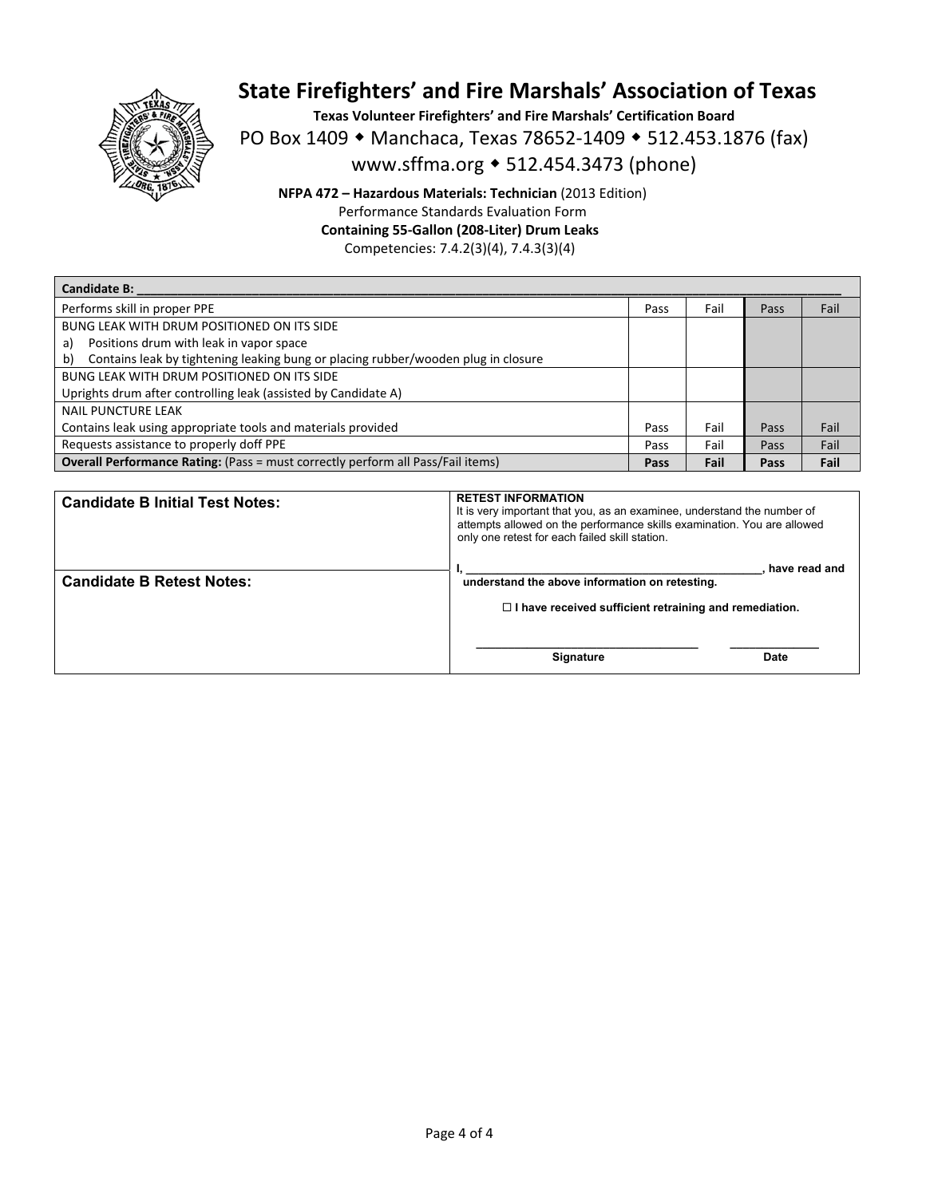# State Firefighters' and Fire Marshals' Association of Texas

**Texas Volunteer Firefighters' and Fire Marshals' Certification Board**

PO Box 1409 ◆ Manchaca, Texas 78652-1409 ◆ 512.453.1876 (fax)

www.sffma.org ◆ 512.454.3473 (phone)

**NFPA 472 – Hazardous Materials: Technician** (2013 Edition)
Performance Standards Evaluation Form
**Containing 55-Gallon (208-Liter) Drum Leaks**
Competencies: 7.4.2(3)(4), 7.4.3(3)(4)

| **Candidate B:** ___ | | | | |
|---|---|---|---|---|
| Performs skill in proper PPE | Pass | Fail | Pass | Fail |
| BUNG LEAK WITH DRUM POSITIONED ON ITS SIDE<br>a) Positions drum with leak in vapor space<br>b) Contains leak by tightening leaking bung or placing rubber/wooden plug in closure | | | | |
| BUNG LEAK WITH DRUM POSITIONED ON ITS SIDE<br>Uprights drum after controlling leak (assisted by Candidate A) | | | | |
| NAIL PUNCTURE LEAK<br>Contains leak using appropriate tools and materials provided | Pass | Fail | Pass | Fail |
| Requests assistance to properly doff PPE | Pass | Fail | Pass | Fail |
| **Overall Performance Rating:** (Pass = must correctly perform all Pass/Fail items) | **Pass** | **Fail** | **Pass** | **Fail** |

| **Candidate B Initial Test Notes:** | **RETEST INFORMATION**<br>It is very important that you, as an examinee, understand the number of attempts allowed on the performance skills examination. You are allowed only one retest for each failed skill station. |
|---|---|
| **Candidate B Retest Notes:** | **I, ___, have read and understand the above information on retesting.**<br>☐ **I have received sufficient retraining and remediation.**<br>___ **Signature** ___ **Date** |